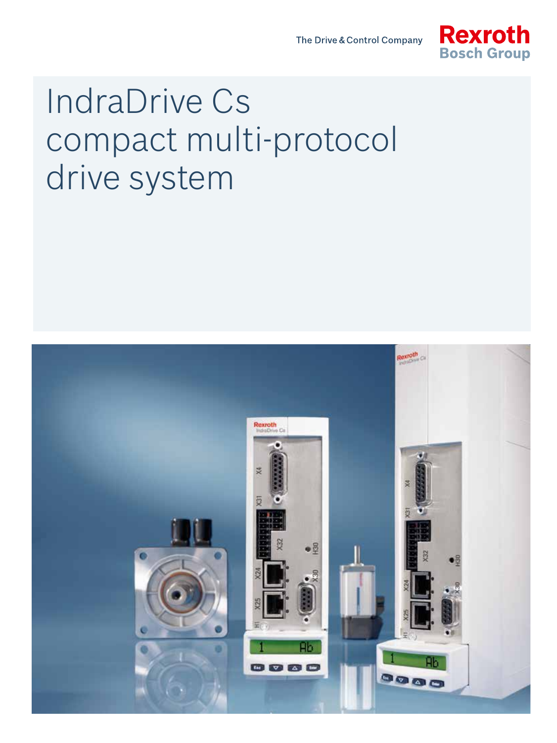The Drive & Control Company

Rexroth
Bosch Group

# IndraDrive Cs compact multi-protocol drive system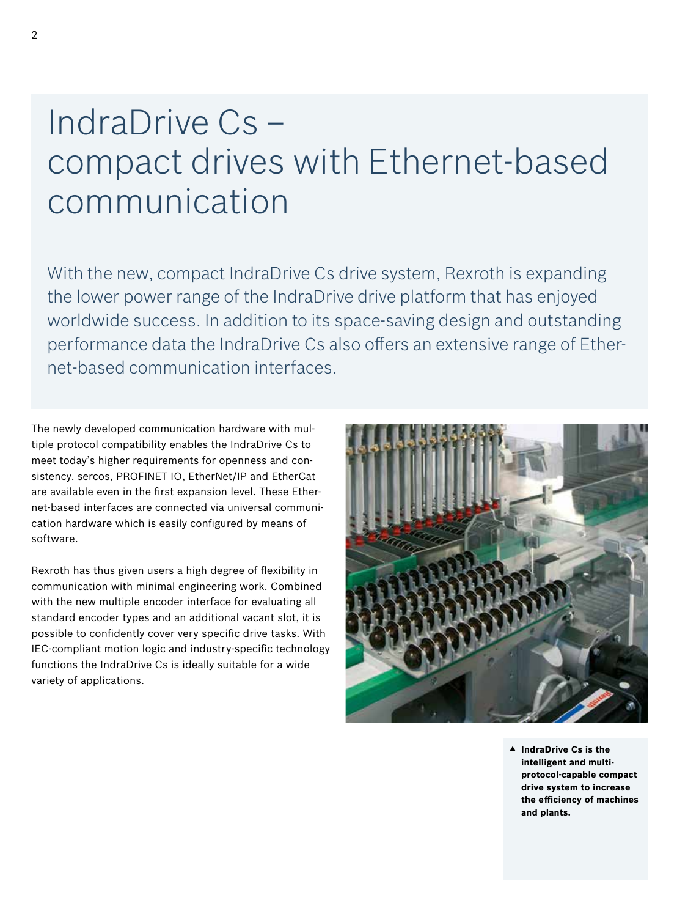# IndraDrive Cs – compact drives with Ethernet-based communication

With the new, compact IndraDrive Cs drive system, Rexroth is expanding the lower power range of the IndraDrive drive platform that has enjoyed worldwide success. In addition to its space-saving design and outstanding performance data the IndraDrive Cs also offers an extensive range of Ethernet-based communication interfaces.

The newly developed communication hardware with multiple protocol compatibility enables the IndraDrive Cs to meet today's higher requirements for openness and consistency. sercos, PROFINET IO, EtherNet/IP and EtherCat are available even in the first expansion level. These Ethernet-based interfaces are connected via universal communication hardware which is easily configured by means of software.

Rexroth has thus given users a high degree of flexibility in communication with minimal engineering work. Combined with the new multiple encoder interface for evaluating all standard encoder types and an additional vacant slot, it is possible to confidently cover very specific drive tasks. With IEC-compliant motion logic and industry-specific technology functions the IndraDrive Cs is ideally suitable for a wide variety of applications.

▲ **IndraDrive Cs is the intelligent and multi-protocol-capable compact drive system to increase the efficiency of machines and plants.**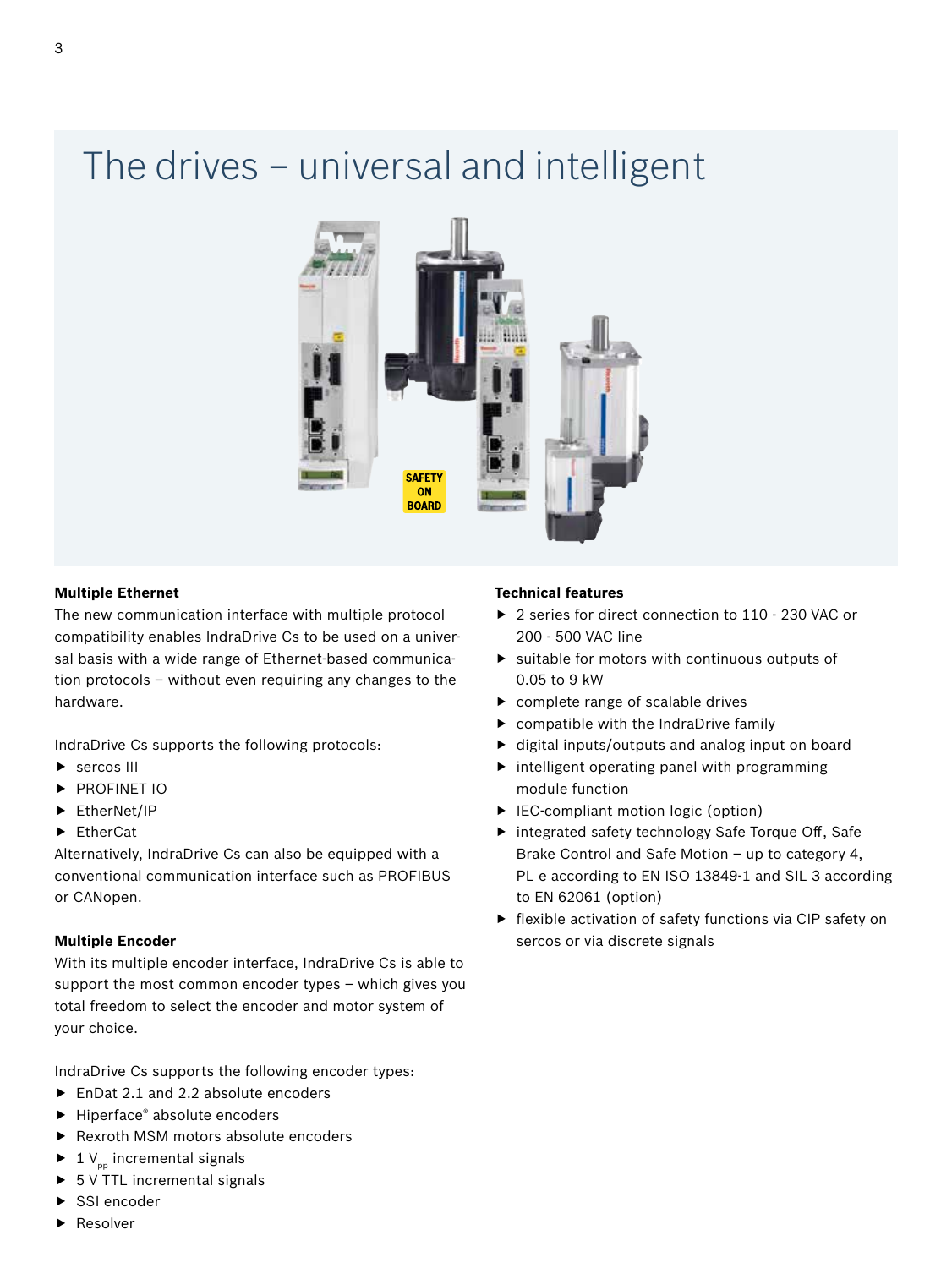# The drives – universal and intelligent

SAFETY ON BOARD

### Multiple Ethernet

The new communication interface with multiple protocol compatibility enables IndraDrive Cs to be used on a universal basis with a wide range of Ethernet-based communication protocols – without even requiring any changes to the hardware.

IndraDrive Cs supports the following protocols:

- sercos III
- PROFINET IO
- EtherNet/IP
- EtherCat

Alternatively, IndraDrive Cs can also be equipped with a conventional communication interface such as PROFIBUS or CANopen.

### Multiple Encoder

With its multiple encoder interface, IndraDrive Cs is able to support the most common encoder types – which gives you total freedom to select the encoder and motor system of your choice.

IndraDrive Cs supports the following encoder types:

- EnDat 2.1 and 2.2 absolute encoders
- Hiperface® absolute encoders
- Rexroth MSM motors absolute encoders
- 1 $V_{pp}$ incremental signals
- 5 V TTL incremental signals
- SSI encoder
- Resolver

### Technical features

- 2 series for direct connection to 110 - 230 VAC or 200 - 500 VAC line
- suitable for motors with continuous outputs of 0.05 to 9 kW
- complete range of scalable drives
- compatible with the IndraDrive family
- digital inputs/outputs and analog input on board
- intelligent operating panel with programming module function
- IEC-compliant motion logic (option)
- integrated safety technology Safe Torque Off, Safe Brake Control and Safe Motion – up to category 4, PL e according to EN ISO 13849-1 and SIL 3 according to EN 62061 (option)
- flexible activation of safety functions via CIP safety on sercos or via discrete signals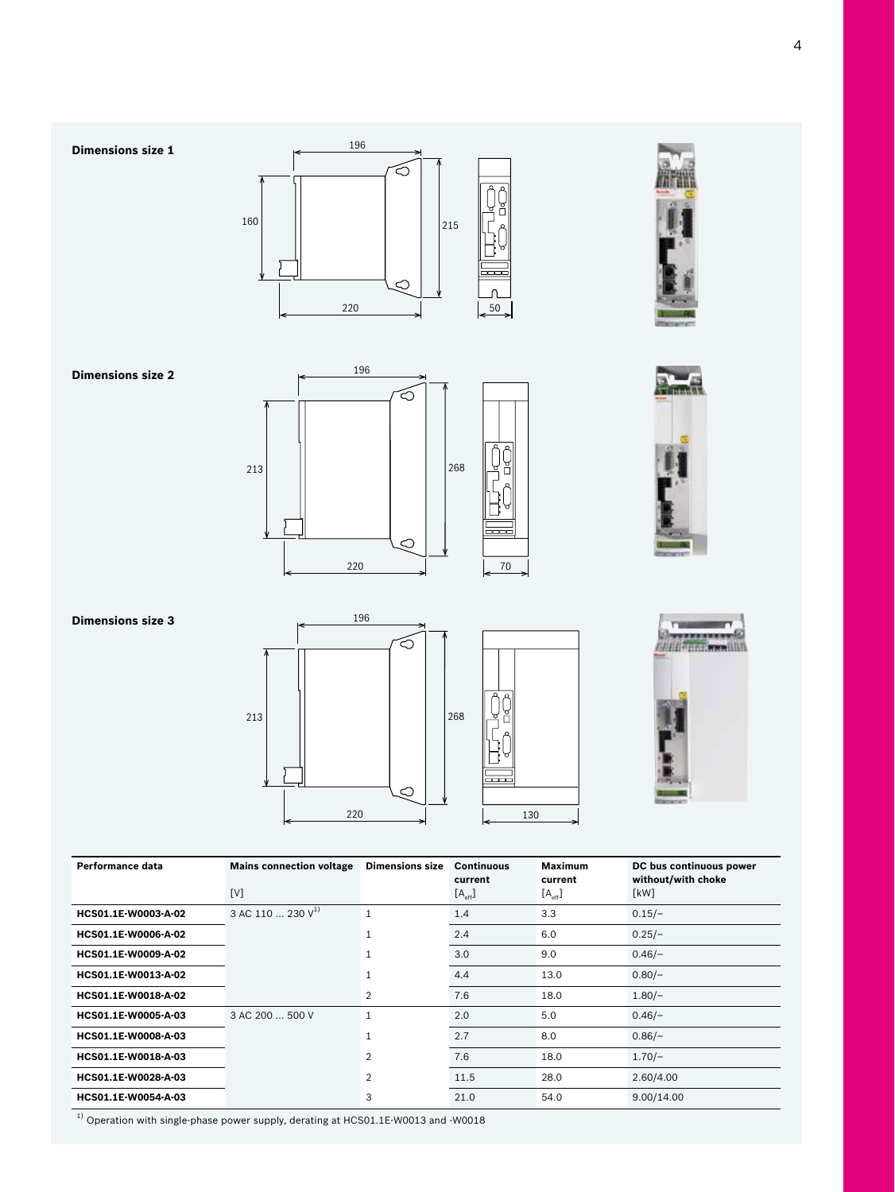**Dimensions size 1**

**Dimensions size 2**

**Dimensions size 3**

| Performance data | Mains connection voltage [V] | Dimensions size | Continuous current $[A_{eff}]$ | Maximum current $[A_{eff}]$ | DC bus continuous power without/with choke [kW] |
|---|---|---|---|---|---|
| **HCS01.1E-W0003-A-02** | 3 AC 110 ... 230 V[1] | 1 | 1.4 | 3.3 | 0.15/– |
| **HCS01.1E-W0006-A-02** | | 1 | 2.4 | 6.0 | 0.25/– |
| **HCS01.1E-W0009-A-02** | | 1 | 3.0 | 9.0 | 0.46/– |
| **HCS01.1E-W0013-A-02** | | 1 | 4.4 | 13.0 | 0.80/– |
| **HCS01.1E-W0018-A-02** | | 2 | 7.6 | 18.0 | 1.80/– |
| **HCS01.1E-W0005-A-03** | 3 AC 200 ... 500 V | 1 | 2.0 | 5.0 | 0.46/– |
| **HCS01.1E-W0008-A-03** | | 1 | 2.7 | 8.0 | 0.86/– |
| **HCS01.1E-W0018-A-03** | | 2 | 7.6 | 18.0 | 1.70/– |
| **HCS01.1E-W0028-A-03** | | 2 | 11.5 | 28.0 | 2.60/4.00 |
| **HCS01.1E-W0054-A-03** | | 3 | 21.0 | 54.0 | 9.00/14.00 |

[1] Operation with single-phase power supply, derating at HCS01.1E-W0013 and -W0018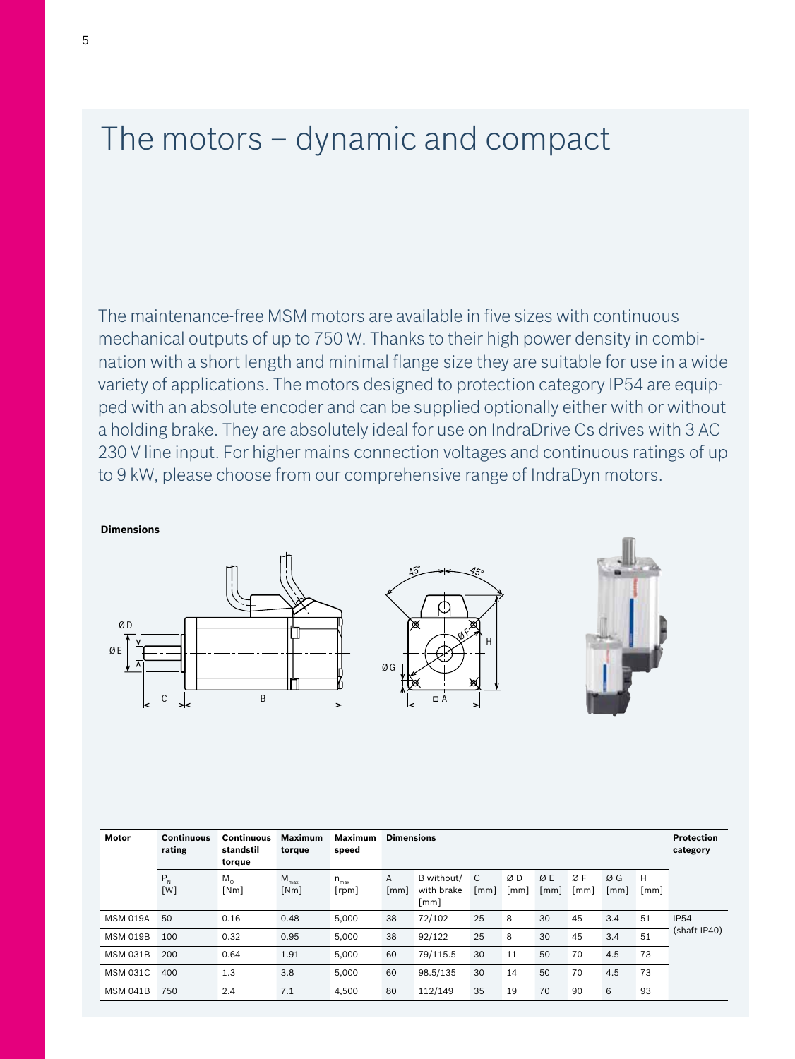# The motors – dynamic and compact

The maintenance-free MSM motors are available in five sizes with continuous mechanical outputs of up to 750 W. Thanks to their high power density in combination with a short length and minimal flange size they are suitable for use in a wide variety of applications. The motors designed to protection category IP54 are equipped with an absolute encoder and can be supplied optionally either with or without a holding brake. They are absolutely ideal for use on IndraDrive Cs drives with 3 AC 230 V line input. For higher mains connection voltages and continuous ratings of up to 9 kW, please choose from our comprehensive range of IndraDyn motors.

**Dimensions**

| Motor | Continuous rating | Continuous standstil torque | Maximum torque | Maximum speed | Dimensions | | | | | | | | Protection category |
|---|---|---|---|---|---|---|---|---|---|---|---|---|---|
| | $P_N$ [W] | $M_0$ [Nm] | $M_{max}$ [Nm] | $n_{max}$ [rpm] | A [mm] | B without/ with brake [mm] | C [mm] | Ø D [mm] | Ø E [mm] | Ø F [mm] | Ø G [mm] | H [mm] | |
| MSM 019A | 50 | 0.16 | 0.48 | 5,000 | 38 | 72/102 | 25 | 8 | 30 | 45 | 3.4 | 51 | IP54 (shaft IP40) |
| MSM 019B | 100 | 0.32 | 0.95 | 5,000 | 38 | 92/122 | 25 | 8 | 30 | 45 | 3.4 | 51 | |
| MSM 031B | 200 | 0.64 | 1.91 | 5,000 | 60 | 79/115.5 | 30 | 11 | 50 | 70 | 4.5 | 73 | |
| MSM 031C | 400 | 1.3 | 3.8 | 5,000 | 60 | 98.5/135 | 30 | 14 | 50 | 70 | 4.5 | 73 | |
| MSM 041B | 750 | 2.4 | 7.1 | 4,500 | 80 | 112/149 | 35 | 19 | 70 | 90 | 6 | 93 | |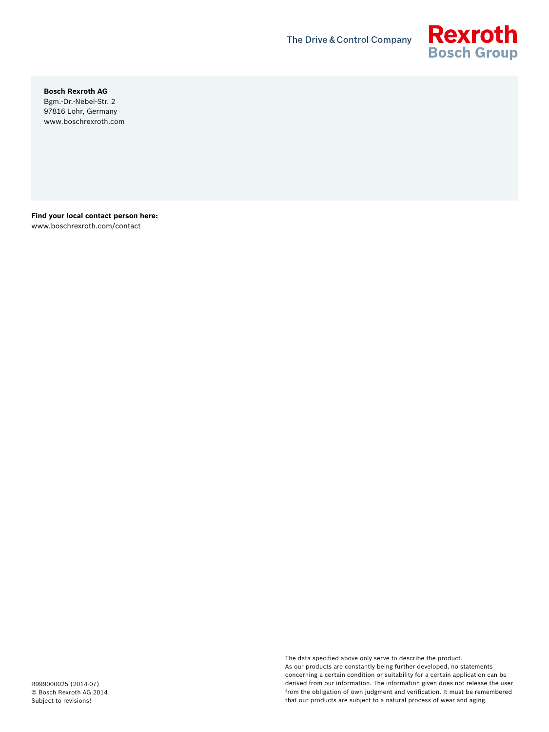The Drive & Control Company

**Rexroth**
**Bosch Group**

**Bosch Rexroth AG**
Bgm.-Dr.-Nebel-Str. 2
97816 Lohr, Germany
www.boschrexroth.com

**Find your local contact person here:**
www.boschrexroth.com/contact

R999000025 (2014-07)
© Bosch Rexroth AG 2014
Subject to revisions!

The data specified above only serve to describe the product. As our products are constantly being further developed, no statements concerning a certain condition or suitability for a certain application can be derived from our information. The information given does not release the user from the obligation of own judgment and verification. It must be remembered that our products are subject to a natural process of wear and aging.